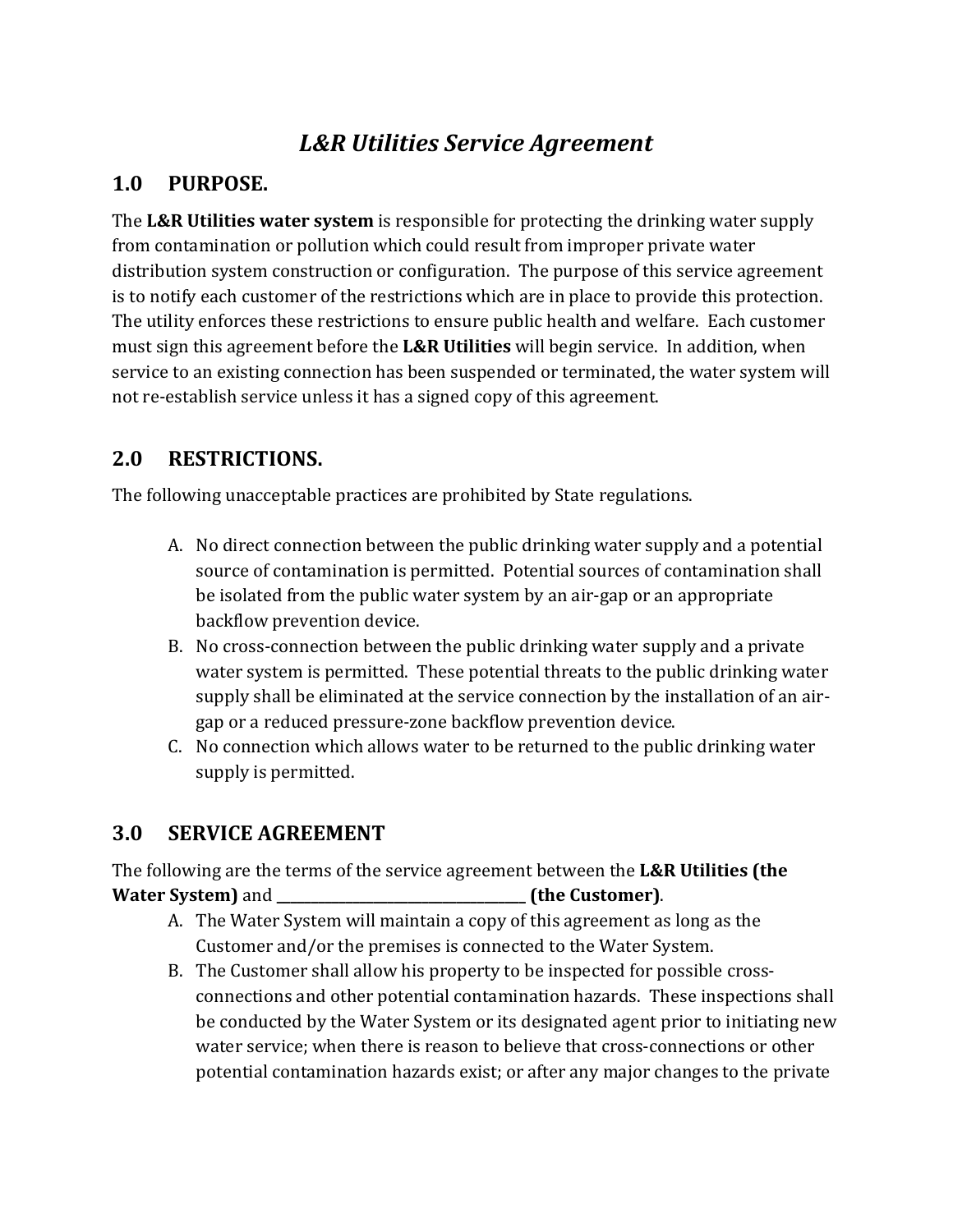# *L&R Utilities Service Agreement*

## 1.0 PURPOSE.

The **L&R Utilities water system** is responsible for protecting the drinking water supply from contamination or pollution which could result from improper private water distribution system construction or configuration. The purpose of this service agreement is to notify each customer of the restrictions which are in place to provide this protection. The utility enforces these restrictions to ensure public health and welfare. Each customer must sign this agreement before the **L&R Utilities** will begin service. In addition, when service to an existing connection has been suspended or terminated, the water system will not re-establish service unless it has a signed copy of this agreement.

## 2.0 RESTRICTIONS.

The following unacceptable practices are prohibited by State regulations.

A. No direct connection between the public drinking water supply and a potential source of contamination is permitted. Potential sources of contamination shall be isolated from the public water system by an air-gap or an appropriate backflow prevention device.

B. No cross-connection between the public drinking water supply and a private water system is permitted. These potential threats to the public drinking water supply shall be eliminated at the service connection by the installation of an air-gap or a reduced pressure-zone backflow prevention device.

C. No connection which allows water to be returned to the public drinking water supply is permitted.

## 3.0 SERVICE AGREEMENT

The following are the terms of the service agreement between the **L&R Utilities (the Water System)** and **____________________________________ (the Customer)**.

A. The Water System will maintain a copy of this agreement as long as the Customer and/or the premises is connected to the Water System.

B. The Customer shall allow his property to be inspected for possible cross-connections and other potential contamination hazards. These inspections shall be conducted by the Water System or its designated agent prior to initiating new water service; when there is reason to believe that cross-connections or other potential contamination hazards exist; or after any major changes to the private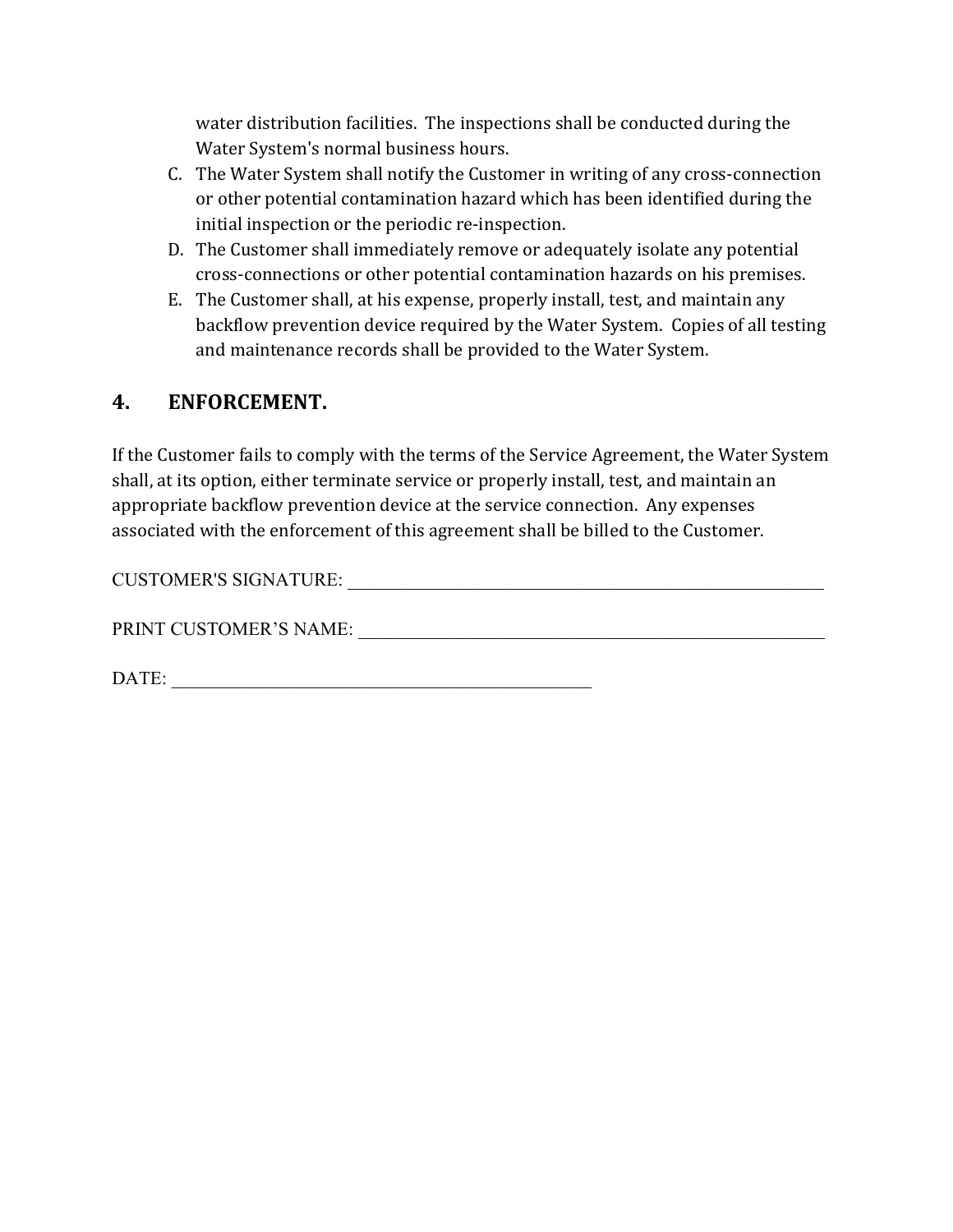water distribution facilities. The inspections shall be conducted during the Water System's normal business hours.

C. The Water System shall notify the Customer in writing of any cross-connection or other potential contamination hazard which has been identified during the initial inspection or the periodic re-inspection.

D. The Customer shall immediately remove or adequately isolate any potential cross-connections or other potential contamination hazards on his premises.

E. The Customer shall, at his expense, properly install, test, and maintain any backflow prevention device required by the Water System. Copies of all testing and maintenance records shall be provided to the Water System.

## 4. ENFORCEMENT.

If the Customer fails to comply with the terms of the Service Agreement, the Water System shall, at its option, either terminate service or properly install, test, and maintain an appropriate backflow prevention device at the service connection. Any expenses associated with the enforcement of this agreement shall be billed to the Customer.

CUSTOMER'S SIGNATURE: ________________________________________________________

PRINT CUSTOMER'S NAME: ______________________________________________________

DATE: _______________________________________________